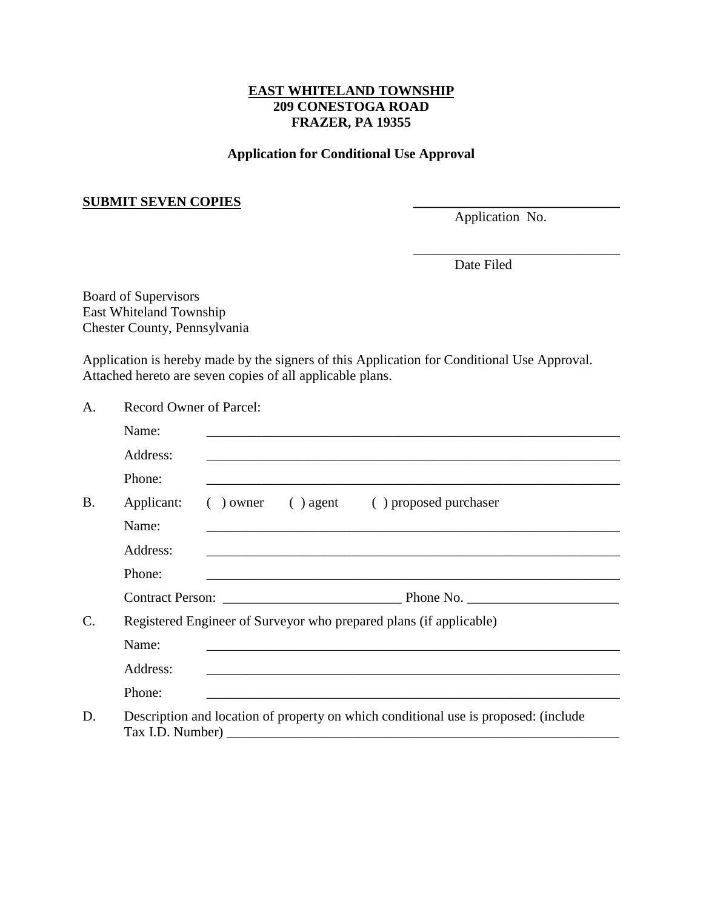**EAST WHITELAND TOWNSHIP**
**209 CONESTOGA ROAD**
**FRAZER, PA 19355**

**Application for Conditional Use Approval**

**SUBMIT SEVEN COPIES**

______________________________
Application No.

______________________________
Date Filed

Board of Supervisors
East Whiteland Township
Chester County, Pennsylvania

Application is hereby made by the signers of this Application for Conditional Use Approval. Attached hereto are seven copies of all applicable plans.

A. Record Owner of Parcel:

Name: ______________________________________________________________

Address: ______________________________________________________________

Phone: ______________________________________________________________

B. Applicant: ( ) owner ( ) agent ( ) proposed purchaser

Name: ______________________________________________________________

Address: ______________________________________________________________

Phone: ______________________________________________________________

Contract Person: __________________________ Phone No. ______________________

C. Registered Engineer of Surveyor who prepared plans (if applicable)

Name: ______________________________________________________________

Address: ______________________________________________________________

Phone: ______________________________________________________________

D. Description and location of property on which conditional use is proposed: (include Tax I.D. Number) ____________________________________________________________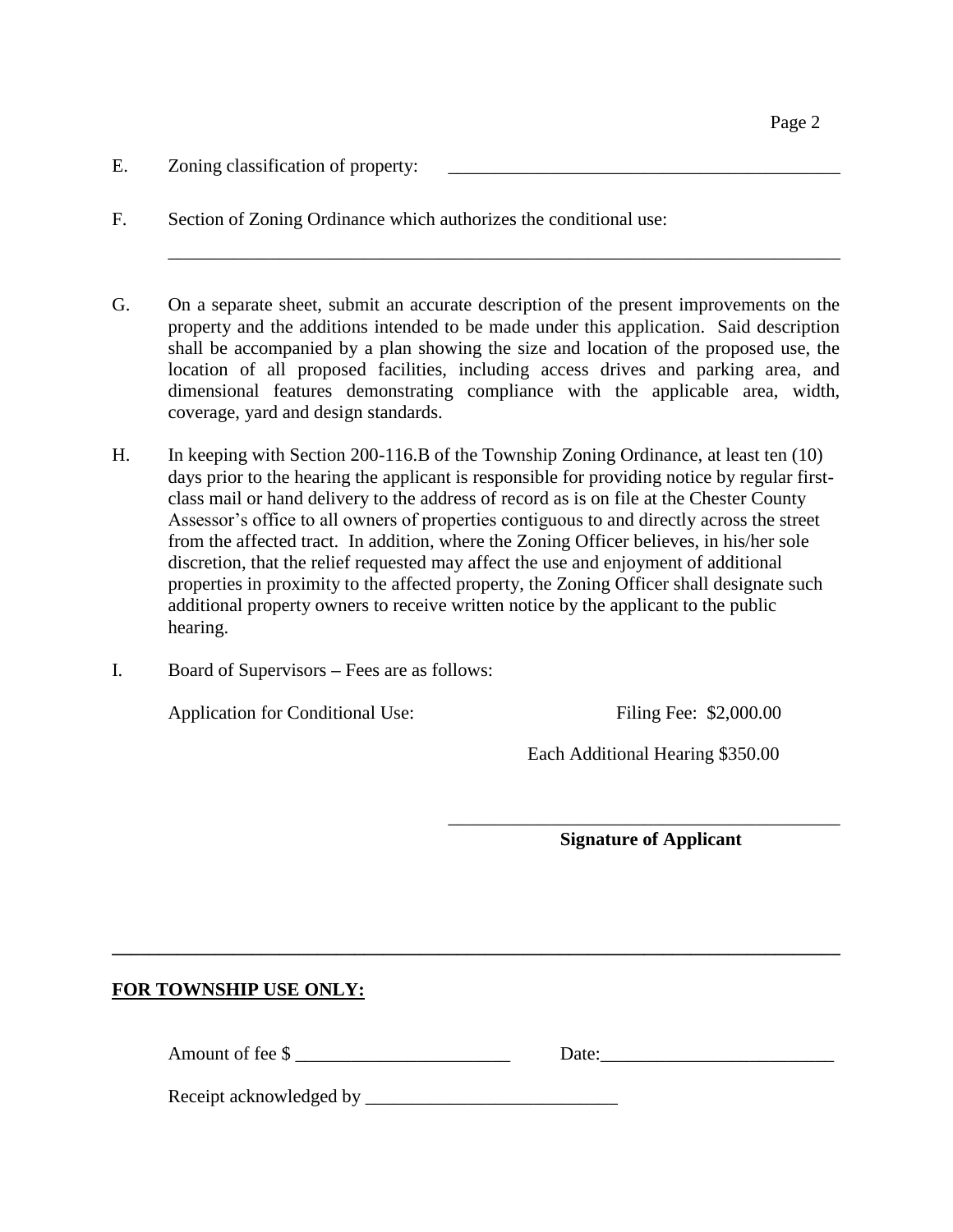E. Zoning classification of property: ___________________________________________

F. Section of Zoning Ordinance which authorizes the conditional use:

___________________________________________________________________________

G. On a separate sheet, submit an accurate description of the present improvements on the property and the additions intended to be made under this application. Said description shall be accompanied by a plan showing the size and location of the proposed use, the location of all proposed facilities, including access drives and parking area, and dimensional features demonstrating compliance with the applicable area, width, coverage, yard and design standards.

H. In keeping with Section 200-116.B of the Township Zoning Ordinance, at least ten (10) days prior to the hearing the applicant is responsible for providing notice by regular first-class mail or hand delivery to the address of record as is on file at the Chester County Assessor's office to all owners of properties contiguous to and directly across the street from the affected tract. In addition, where the Zoning Officer believes, in his/her sole discretion, that the relief requested may affect the use and enjoyment of additional properties in proximity to the affected property, the Zoning Officer shall designate such additional property owners to receive written notice by the applicant to the public hearing.

I. Board of Supervisors – Fees are as follows:

Application for Conditional Use: Filing Fee: $2,000.00

Each Additional Hearing $350.00

___________________________________________

**Signature of Applicant**

---

**FOR TOWNSHIP USE ONLY:**

Amount of fee $ ________________________ Date:_________________________

Receipt acknowledged by ___________________________